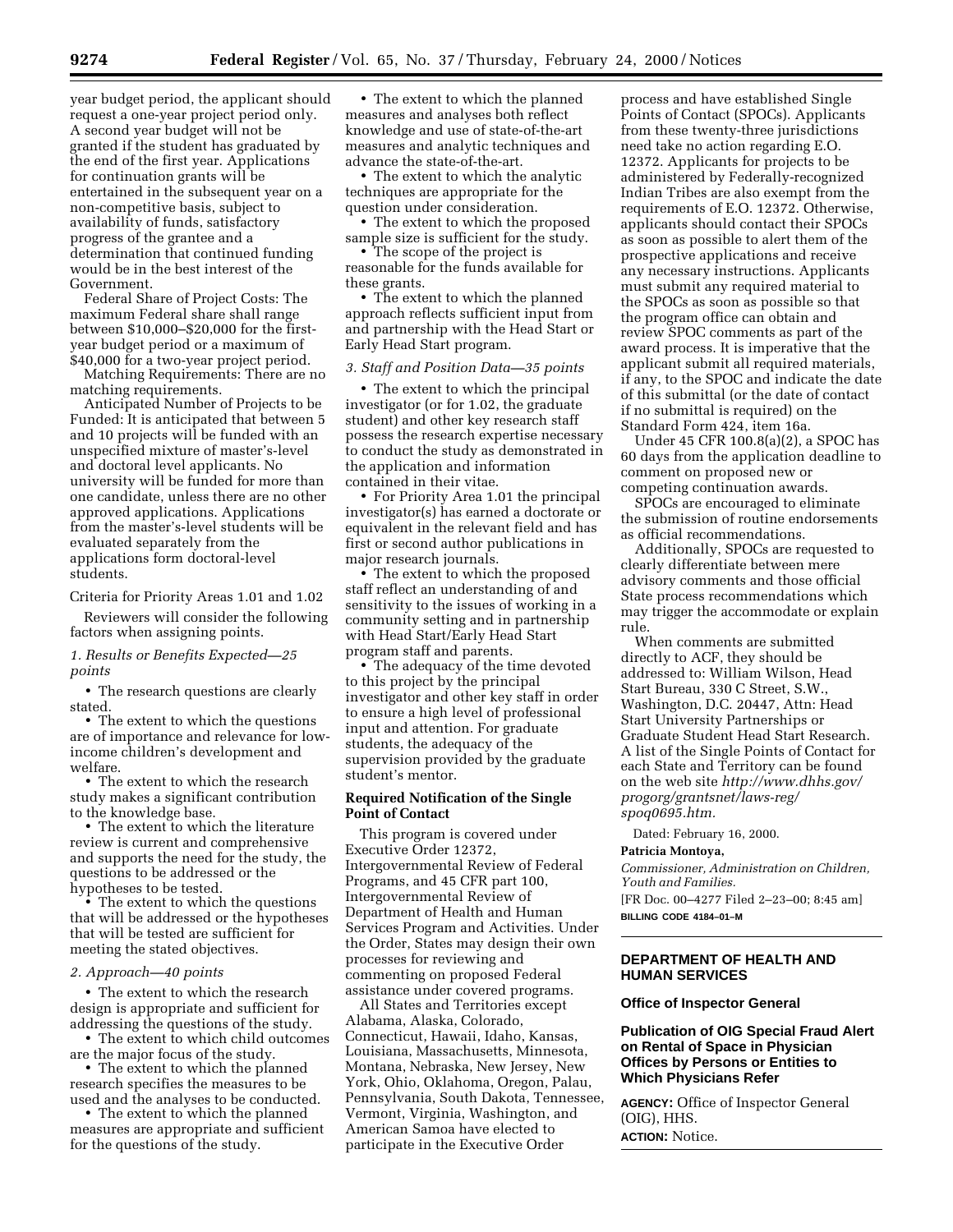year budget period, the applicant should request a one-year project period only. A second year budget will not be granted if the student has graduated by the end of the first year. Applications for continuation grants will be entertained in the subsequent year on a non-competitive basis, subject to availability of funds, satisfactory progress of the grantee and a determination that continued funding would be in the best interest of the Government.

Federal Share of Project Costs: The maximum Federal share shall range between $10,000–$20,000 for the first-year budget period or a maximum of $40,000 for a two-year project period.

Matching Requirements: There are no matching requirements.

Anticipated Number of Projects to be Funded: It is anticipated that between 5 and 10 projects will be funded with an unspecified mixture of master's-level and doctoral level applicants. No university will be funded for more than one candidate, unless there are no other approved applications. Applications from the master's-level students will be evaluated separately from the applications form doctoral-level students.

Criteria for Priority Areas 1.01 and 1.02

Reviewers will consider the following factors when assigning points.

*1. Results or Benefits Expected—25 points*

- The research questions are clearly stated.
- The extent to which the questions are of importance and relevance for low-income children's development and welfare.
- The extent to which the research study makes a significant contribution to the knowledge base.
- The extent to which the literature review is current and comprehensive and supports the need for the study, the questions to be addressed or the hypotheses to be tested.
- The extent to which the questions that will be addressed or the hypotheses that will be tested are sufficient for meeting the stated objectives.

*2. Approach—40 points*

- The extent to which the research design is appropriate and sufficient for addressing the questions of the study.
- The extent to which child outcomes are the major focus of the study.
- The extent to which the planned research specifies the measures to be used and the analyses to be conducted.
- The extent to which the planned measures are appropriate and sufficient for the questions of the study.
- The extent to which the planned measures and analyses both reflect knowledge and use of state-of-the-art measures and analytic techniques and advance the state-of-the-art.
- The extent to which the analytic techniques are appropriate for the question under consideration.
- The extent to which the proposed sample size is sufficient for the study.
- The scope of the project is reasonable for the funds available for these grants.
- The extent to which the planned approach reflects sufficient input from and partnership with the Head Start or Early Head Start program.

*3. Staff and Position Data—35 points*

- The extent to which the principal investigator (or for 1.02, the graduate student) and other key research staff possess the research expertise necessary to conduct the study as demonstrated in the application and information contained in their vitae.
- For Priority Area 1.01 the principal investigator(s) has earned a doctorate or equivalent in the relevant field and has first or second author publications in major research journals.
- The extent to which the proposed staff reflect an understanding of and sensitivity to the issues of working in a community setting and in partnership with Head Start/Early Head Start program staff and parents.
- The adequacy of the time devoted to this project by the principal investigator and other key staff in order to ensure a high level of professional input and attention. For graduate students, the adequacy of the supervision provided by the graduate student's mentor.

**Required Notification of the Single Point of Contact**

This program is covered under Executive Order 12372, Intergovernmental Review of Federal Programs, and 45 CFR part 100, Intergovernmental Review of Department of Health and Human Services Program and Activities. Under the Order, States may design their own processes for reviewing and commenting on proposed Federal assistance under covered programs.

All States and Territories except Alabama, Alaska, Colorado, Connecticut, Hawaii, Idaho, Kansas, Louisiana, Massachusetts, Minnesota, Montana, Nebraska, New Jersey, New York, Ohio, Oklahoma, Oregon, Palau, Pennsylvania, South Dakota, Tennessee, Vermont, Virginia, Washington, and American Samoa have elected to participate in the Executive Order process and have established Single Points of Contact (SPOCs). Applicants from these twenty-three jurisdictions need take no action regarding E.O. 12372. Applicants for projects to be administered by Federally-recognized Indian Tribes are also exempt from the requirements of E.O. 12372. Otherwise, applicants should contact their SPOCs as soon as possible to alert them of the prospective applications and receive any necessary instructions. Applicants must submit any required material to the SPOCs as soon as possible so that the program office can obtain and review SPOC comments as part of the award process. It is imperative that the applicant submit all required materials, if any, to the SPOC and indicate the date of this submittal (or the date of contact if no submittal is required) on the Standard Form 424, item 16a.

Under 45 CFR 100.8(a)(2), a SPOC has 60 days from the application deadline to comment on proposed new or competing continuation awards.

SPOCs are encouraged to eliminate the submission of routine endorsements as official recommendations.

Additionally, SPOCs are requested to clearly differentiate between mere advisory comments and those official State process recommendations which may trigger the accommodate or explain rule.

When comments are submitted directly to ACF, they should be addressed to: William Wilson, Head Start Bureau, 330 C Street, S.W., Washington, D.C. 20447, Attn: Head Start University Partnerships or Graduate Student Head Start Research. A list of the Single Points of Contact for each State and Territory can be found on the web site *http://www.dhhs.gov/progorg/grantsnet/laws-reg/spoq0695.htm.*

Dated: February 16, 2000.

**Patricia Montoya,**

*Commissioner, Administration on Children, Youth and Families.*

[FR Doc. 00–4277 Filed 2–23–00; 8:45 am]

**BILLING CODE 4184–01–M**

---

## DEPARTMENT OF HEALTH AND HUMAN SERVICES

### Office of Inspector General

### Publication of OIG Special Fraud Alert on Rental of Space in Physician Offices by Persons or Entities to Which Physicians Refer

**AGENCY:** Office of Inspector General (OIG), HHS.

**ACTION:** Notice.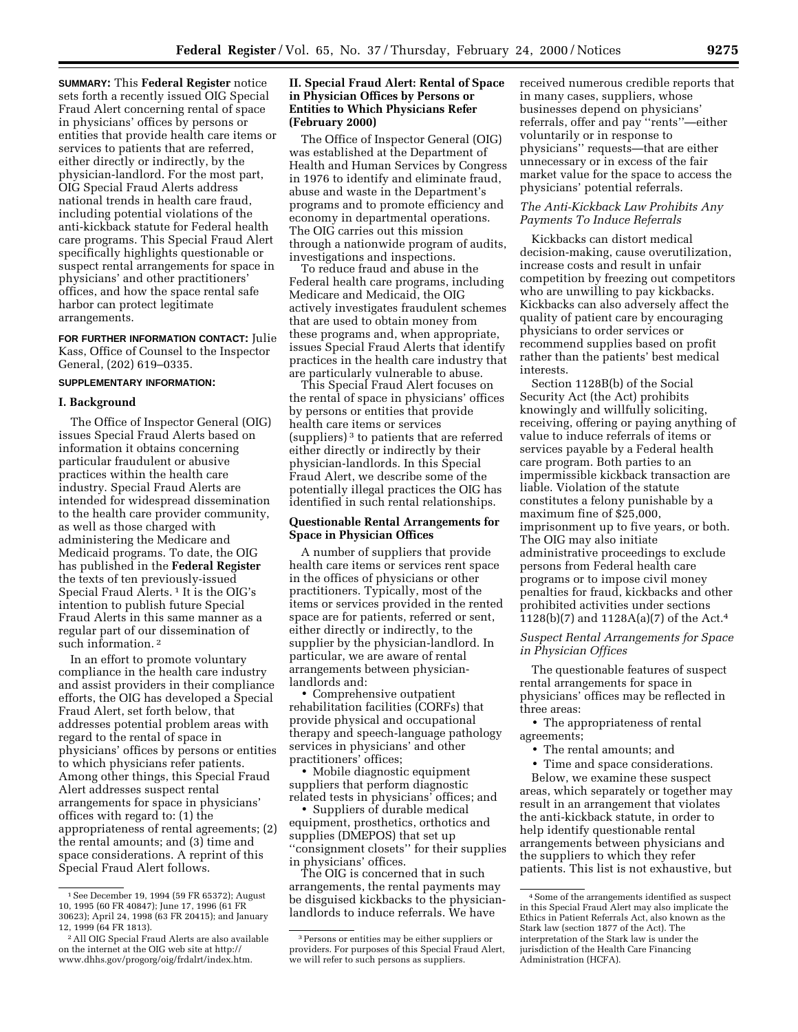**SUMMARY:** This **Federal Register** notice sets forth a recently issued OIG Special Fraud Alert concerning rental of space in physicians' offices by persons or entities that provide health care items or services to patients that are referred, either directly or indirectly, by the physician-landlord. For the most part, OIG Special Fraud Alerts address national trends in health care fraud, including potential violations of the anti-kickback statute for Federal health care programs. This Special Fraud Alert specifically highlights questionable or suspect rental arrangements for space in physicians' and other practitioners' offices, and how the space rental safe harbor can protect legitimate arrangements.

**FOR FURTHER INFORMATION CONTACT:** Julie Kass, Office of Counsel to the Inspector General, (202) 619–0335.

**SUPPLEMENTARY INFORMATION:**

## I. Background

The Office of Inspector General (OIG) issues Special Fraud Alerts based on information it obtains concerning particular fraudulent or abusive practices within the health care industry. Special Fraud Alerts are intended for widespread dissemination to the health care provider community, as well as those charged with administering the Medicare and Medicaid programs. To date, the OIG has published in the **Federal Register** the texts of ten previously-issued Special Fraud Alerts. [1] It is the OIG's intention to publish future Special Fraud Alerts in this same manner as a regular part of our dissemination of such information. [2]

In an effort to promote voluntary compliance in the health care industry and assist providers in their compliance efforts, the OIG has developed a Special Fraud Alert, set forth below, that addresses potential problem areas with regard to the rental of space in physicians' offices by persons or entities to which physicians refer patients. Among other things, this Special Fraud Alert addresses suspect rental arrangements for space in physicians' offices with regard to: (1) the appropriateness of rental agreements; (2) the rental amounts; and (3) time and space considerations. A reprint of this Special Fraud Alert follows.

[1] See December 19, 1994 (59 FR 65372); August 10, 1995 (60 FR 40847); June 17, 1996 (61 FR 30623); April 24, 1998 (63 FR 20415); and January 12, 1999 (64 FR 1813).

[2] All OIG Special Fraud Alerts are also available on the internet at the OIG web site at http://www.dhhs.gov/progorg/oig/frdalrt/index.htm.

## II. Special Fraud Alert: Rental of Space in Physician Offices by Persons or Entities to Which Physicians Refer (February 2000)

The Office of Inspector General (OIG) was established at the Department of Health and Human Services by Congress in 1976 to identify and eliminate fraud, abuse and waste in the Department's programs and to promote efficiency and economy in departmental operations. The OIG carries out this mission through a nationwide program of audits, investigations and inspections.

To reduce fraud and abuse in the Federal health care programs, including Medicare and Medicaid, the OIG actively investigates fraudulent schemes that are used to obtain money from these programs and, when appropriate, issues Special Fraud Alerts that identify practices in the health care industry that are particularly vulnerable to abuse.

This Special Fraud Alert focuses on the rental of space in physicians' offices by persons or entities that provide health care items or services (suppliers) [3] to patients that are referred either directly or indirectly by their physician-landlords. In this Special Fraud Alert, we describe some of the potentially illegal practices the OIG has identified in such rental relationships.

### Questionable Rental Arrangements for Space in Physician Offices

A number of suppliers that provide health care items or services rent space in the offices of physicians or other practitioners. Typically, most of the items or services provided in the rented space are for patients, referred or sent, either directly or indirectly, to the supplier by the physician-landlord. In particular, we are aware of rental arrangements between physician-landlords and:

- Comprehensive outpatient rehabilitation facilities (CORFs) that provide physical and occupational therapy and speech-language pathology services in physicians' and other practitioners' offices;
- Mobile diagnostic equipment suppliers that perform diagnostic related tests in physicians' offices; and
- Suppliers of durable medical equipment, prosthetics, orthotics and supplies (DMEPOS) that set up "consignment closets" for their supplies in physicians' offices.

The OIG is concerned that in such arrangements, the rental payments may be disguised kickbacks to the physician-landlords to induce referrals. We have received numerous credible reports that in many cases, suppliers, whose businesses depend on physicians' referrals, offer and pay "rents"—either voluntarily or in response to physicians" requests—that are either unnecessary or in excess of the fair market value for the space to access the physicians' potential referrals.

[3] Persons or entities may be either suppliers or providers. For purposes of this Special Fraud Alert, we will refer to such persons as suppliers.

### *The Anti-Kickback Law Prohibits Any Payments To Induce Referrals*

Kickbacks can distort medical decision-making, cause overutilization, increase costs and result in unfair competition by freezing out competitors who are unwilling to pay kickbacks. Kickbacks can also adversely affect the quality of patient care by encouraging physicians to order services or recommend supplies based on profit rather than the patients' best medical interests.

Section 1128B(b) of the Social Security Act (the Act) prohibits knowingly and willfully soliciting, receiving, offering or paying anything of value to induce referrals of items or services payable by a Federal health care program. Both parties to an impermissible kickback transaction are liable. Violation of the statute constitutes a felony punishable by a maximum fine of $25,000, imprisonment up to five years, or both. The OIG may also initiate administrative proceedings to exclude persons from Federal health care programs or to impose civil money penalties for fraud, kickbacks and other prohibited activities under sections 1128(b)(7) and 1128A(a)(7) of the Act.[4]

### *Suspect Rental Arrangements for Space in Physician Offices*

The questionable features of suspect rental arrangements for space in physicians' offices may be reflected in three areas:

- The appropriateness of rental agreements;
- The rental amounts; and
- Time and space considerations.

Below, we examine these suspect areas, which separately or together may result in an arrangement that violates the anti-kickback statute, in order to help identify questionable rental arrangements between physicians and the suppliers to which they refer patients. This list is not exhaustive, but

[4] Some of the arrangements identified as suspect in this Special Fraud Alert may also implicate the Ethics in Patient Referrals Act, also known as the Stark law (section 1877 of the Act). The interpretation of the Stark law is under the jurisdiction of the Health Care Financing Administration (HCFA).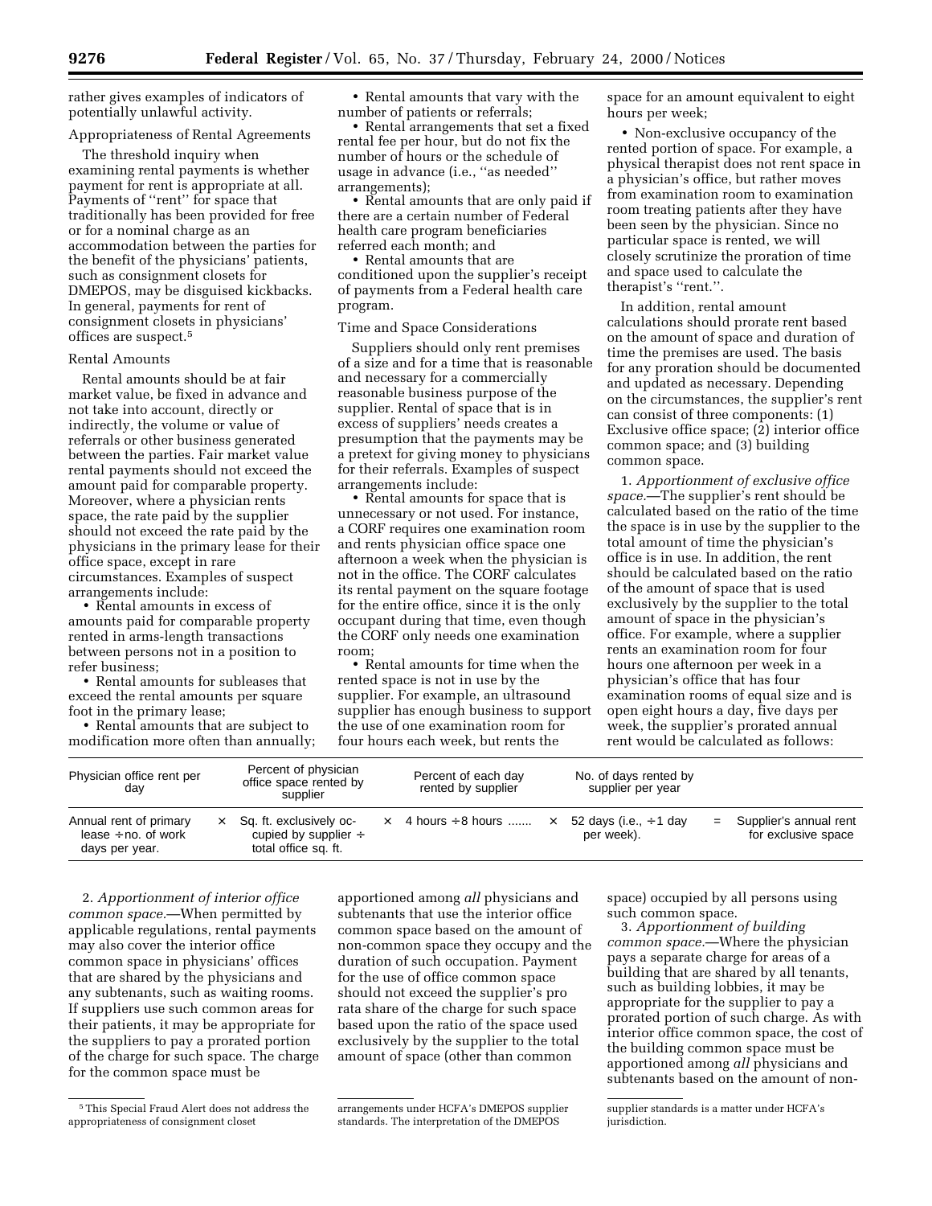rather gives examples of indicators of potentially unlawful activity.

Appropriateness of Rental Agreements

The threshold inquiry when examining rental payments is whether payment for rent is appropriate at all. Payments of ''rent'' for space that traditionally has been provided for free or for a nominal charge as an accommodation between the parties for the benefit of the physicians' patients, such as consignment closets for DMEPOS, may be disguised kickbacks. In general, payments for rent of consignment closets in physicians' offices are suspect.[5]

Rental Amounts

Rental amounts should be at fair market value, be fixed in advance and not take into account, directly or indirectly, the volume or value of referrals or other business generated between the parties. Fair market value rental payments should not exceed the amount paid for comparable property. Moreover, where a physician rents space, the rate paid by the supplier should not exceed the rate paid by the physicians in the primary lease for their office space, except in rare circumstances. Examples of suspect arrangements include:

- Rental amounts in excess of amounts paid for comparable property rented in arms-length transactions between persons not in a position to refer business;
- Rental amounts for subleases that exceed the rental amounts per square foot in the primary lease;
- Rental amounts that are subject to modification more often than annually;
- Rental amounts that vary with the number of patients or referrals;
- Rental arrangements that set a fixed rental fee per hour, but do not fix the number of hours or the schedule of usage in advance (i.e., ''as needed'' arrangements);
- Rental amounts that are only paid if there are a certain number of Federal health care program beneficiaries referred each month; and
- Rental amounts that are conditioned upon the supplier's receipt of payments from a Federal health care program.

Time and Space Considerations

Suppliers should only rent premises of a size and for a time that is reasonable and necessary for a commercially reasonable business purpose of the supplier. Rental of space that is in excess of suppliers' needs creates a presumption that the payments may be a pretext for giving money to physicians for their referrals. Examples of suspect arrangements include:

- Rental amounts for space that is unnecessary or not used. For instance, a CORF requires one examination room and rents physician office space one afternoon a week when the physician is not in the office. The CORF calculates its rental payment on the square footage for the entire office, since it is the only occupant during that time, even though the CORF only needs one examination room;
- Rental amounts for time when the rented space is not in use by the supplier. For example, an ultrasound supplier has enough business to support the use of one examination room for four hours each week, but rents the space for an amount equivalent to eight hours per week;
- Non-exclusive occupancy of the rented portion of space. For example, a physical therapist does not rent space in a physician's office, but rather moves from examination room to examination room treating patients after they have been seen by the physician. Since no particular space is rented, we will closely scrutinize the proration of time and space used to calculate the therapist's ''rent.''.

In addition, rental amount calculations should prorate rent based on the amount of space and duration of time the premises are used. The basis for any proration should be documented and updated as necessary. Depending on the circumstances, the supplier's rent can consist of three components: (1) Exclusive office space; (2) interior office common space; and (3) building common space.

1. *Apportionment of exclusive office space.*—The supplier's rent should be calculated based on the ratio of the time the space is in use by the supplier to the total amount of time the physician's office is in use. In addition, the rent should be calculated based on the ratio of the amount of space that is used exclusively by the supplier to the total amount of space in the physician's office. For example, where a supplier rents an examination room for four hours one afternoon per week in a physician's office that has four examination rooms of equal size and is open eight hours a day, five days per week, the supplier's prorated annual rent would be calculated as follows:

| Physician office rent per day | | Percent of physician office space rented by supplier | | Percent of each day rented by supplier | | No. of days rented by supplier per year | | |
|---|---|---|---|---|---|---|---|---|
| Annual rent of primary lease ÷ no. of work days per year. | × | Sq. ft. exclusively occupied by supplier ÷ total office sq. ft. | × | 4 hours ÷ 8 hours ....... | × | 52 days (i.e., ÷ 1 day per week). | = | Supplier's annual rent for exclusive space |

2. *Apportionment of interior office common space.*—When permitted by applicable regulations, rental payments may also cover the interior office common space in physicians' offices that are shared by the physicians and any subtenants, such as waiting rooms. If suppliers use such common areas for their patients, it may be appropriate for the suppliers to pay a prorated portion of the charge for such space. The charge for the common space must be apportioned among *all* physicians and subtenants that use the interior office common space based on the amount of non-common space they occupy and the duration of such occupation. Payment for the use of office common space should not exceed the supplier's pro rata share of the charge for such space based upon the ratio of the space used exclusively by the supplier to the total amount of space (other than common space) occupied by all persons using such common space.

3. *Apportionment of building common space.*—Where the physician pays a separate charge for areas of a building that are shared by all tenants, such as building lobbies, it may be appropriate for the supplier to pay a prorated portion of such charge. As with interior office common space, the cost of the building common space must be apportioned among *all* physicians and subtenants based on the amount of non-

[5] This Special Fraud Alert does not address the appropriateness of consignment closet arrangements under HCFA's DMEPOS supplier standards. The interpretation of the DMEPOS supplier standards is a matter under HCFA's jurisdiction.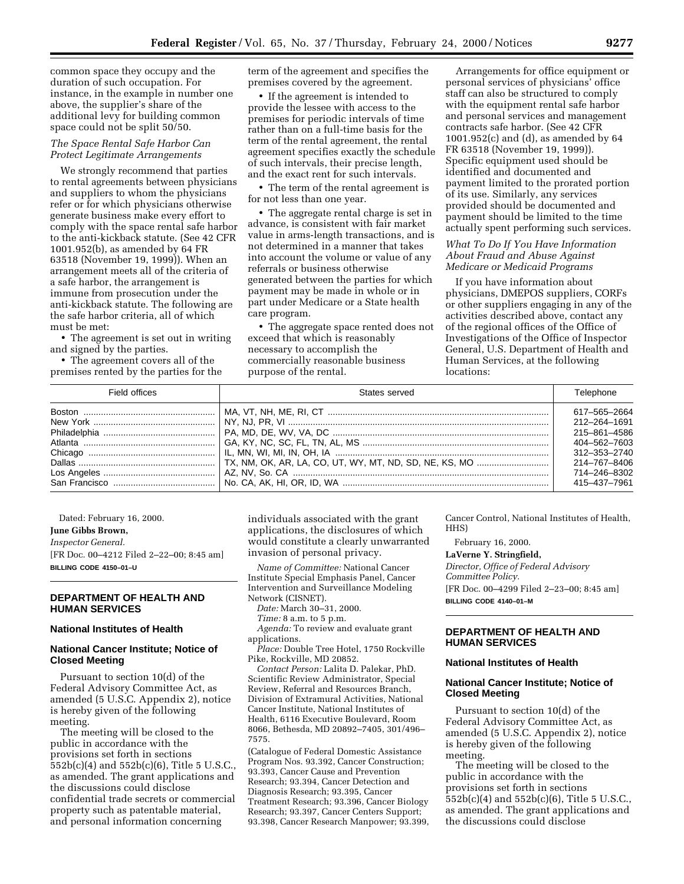common space they occupy and the duration of such occupation. For instance, in the example in number one above, the supplier's share of the additional levy for building common space could not be split 50/50.

*The Space Rental Safe Harbor Can Protect Legitimate Arrangements*

We strongly recommend that parties to rental agreements between physicians and suppliers to whom the physicians refer or for which physicians otherwise generate business make every effort to comply with the space rental safe harbor to the anti-kickback statute. (See 42 CFR 1001.952(b), as amended by 64 FR 63518 (November 19, 1999)). When an arrangement meets all of the criteria of a safe harbor, the arrangement is immune from prosecution under the anti-kickback statute. The following are the safe harbor criteria, all of which must be met:

- The agreement is set out in writing and signed by the parties.
- The agreement covers all of the premises rented by the parties for the term of the agreement and specifies the premises covered by the agreement.
- If the agreement is intended to provide the lessee with access to the premises for periodic intervals of time rather than on a full-time basis for the term of the rental agreement, the rental agreement specifies exactly the schedule of such intervals, their precise length, and the exact rent for such intervals.
- The term of the rental agreement is for not less than one year.
- The aggregate rental charge is set in advance, is consistent with fair market value in arms-length transactions, and is not determined in a manner that takes into account the volume or value of any referrals or business otherwise generated between the parties for which payment may be made in whole or in part under Medicare or a State health care program.
- The aggregate space rented does not exceed that which is reasonably necessary to accomplish the commercially reasonable business purpose of the rental.

Arrangements for office equipment or personal services of physicians' office staff can also be structured to comply with the equipment rental safe harbor and personal services and management contracts safe harbor. (See 42 CFR 1001.952(c) and (d), as amended by 64 FR 63518 (November 19, 1999)). Specific equipment used should be identified and documented and payment limited to the prorated portion of its use. Similarly, any services provided should be documented and payment should be limited to the time actually spent performing such services.

*What To Do If You Have Information About Fraud and Abuse Against Medicare or Medicaid Programs*

If you have information about physicians, DMEPOS suppliers, CORFs or other suppliers engaging in any of the activities described above, contact any of the regional offices of the Office of Investigations of the Office of Inspector General, U.S. Department of Health and Human Services, at the following locations:

| Field offices | States served | Telephone |
|---|---|---|
| Boston | MA, VT, NH, ME, RI, CT | 617–565–2664 |
| New York | NY, NJ, PR, VI | 212–264–1691 |
| Philadelphia | PA, MD, DE, WV, VA, DC | 215–861–4586 |
| Atlanta | GA, KY, NC, SC, FL, TN, AL, MS | 404–562–7603 |
| Chicago | IL, MN, WI, MI, IN, OH, IA | 312–353–2740 |
| Dallas | TX, NM, OK, AR, LA, CO, UT, WY, MT, ND, SD, NE, KS, MO | 214–767–8406 |
| Los Angeles | AZ, NV, So. CA | 714–246–8302 |
| San Francisco | No. CA, AK, HI, OR, ID, WA | 415–437–7961 |

Dated: February 16, 2000.

**June Gibbs Brown,**

*Inspector General.*

[FR Doc. 00–4212 Filed 2–22–00; 8:45 am]

**BILLING CODE 4150–01–U**

## DEPARTMENT OF HEALTH AND HUMAN SERVICES

### National Institutes of Health

### National Cancer Institute; Notice of Closed Meeting

Pursuant to section 10(d) of the Federal Advisory Committee Act, as amended (5 U.S.C. Appendix 2), notice is hereby given of the following meeting.

The meeting will be closed to the public in accordance with the provisions set forth in sections 552b(c)(4) and 552b(c)(6), Title 5 U.S.C., as amended. The grant applications and the discussions could disclose confidential trade secrets or commercial property such as patentable material, and personal information concerning individuals associated with the grant applications, the disclosures of which would constitute a clearly unwarranted invasion of personal privacy.

*Name of Committee:* National Cancer Institute Special Emphasis Panel, Cancer Intervention and Surveillance Modeling Network (CISNET).

*Date:* March 30–31, 2000.

*Time:* 8 a.m. to 5 p.m.

*Agenda:* To review and evaluate grant applications.

*Place:* Double Tree Hotel, 1750 Rockville Pike, Rockville, MD 20852.

*Contact Person:* Lalita D. Palekar, PhD. Scientific Review Administrator, Special Review, Referral and Resources Branch, Division of Extramural Activities, National Cancer Institute, National Institutes of Health, 6116 Executive Boulevard, Room 8066, Bethesda, MD 20892–7405, 301/496–7575.

(Catalogue of Federal Domestic Assistance Program Nos. 93.392, Cancer Construction; 93.393, Cancer Cause and Prevention Research; 93.394, Cancer Detection and Diagnosis Research; 93.395, Cancer Treatment Research; 93.396, Cancer Biology Research; 93.397, Cancer Centers Support; 93.398, Cancer Research Manpower; 93.399, Cancer Control, National Institutes of Health, HHS)

February 16, 2000.

**LaVerne Y. Stringfield,**

*Director, Office of Federal Advisory Committee Policy.*

[FR Doc. 00–4299 Filed 2–23–00; 8:45 am]

**BILLING CODE 4140–01–M**

## DEPARTMENT OF HEALTH AND HUMAN SERVICES

### National Institutes of Health

### National Cancer Institute; Notice of Closed Meeting

Pursuant to section 10(d) of the Federal Advisory Committee Act, as amended (5 U.S.C. Appendix 2), notice is hereby given of the following meeting.

The meeting will be closed to the public in accordance with the provisions set forth in sections 552b(c)(4) and 552b(c)(6), Title 5 U.S.C., as amended. The grant applications and the discussions could disclose